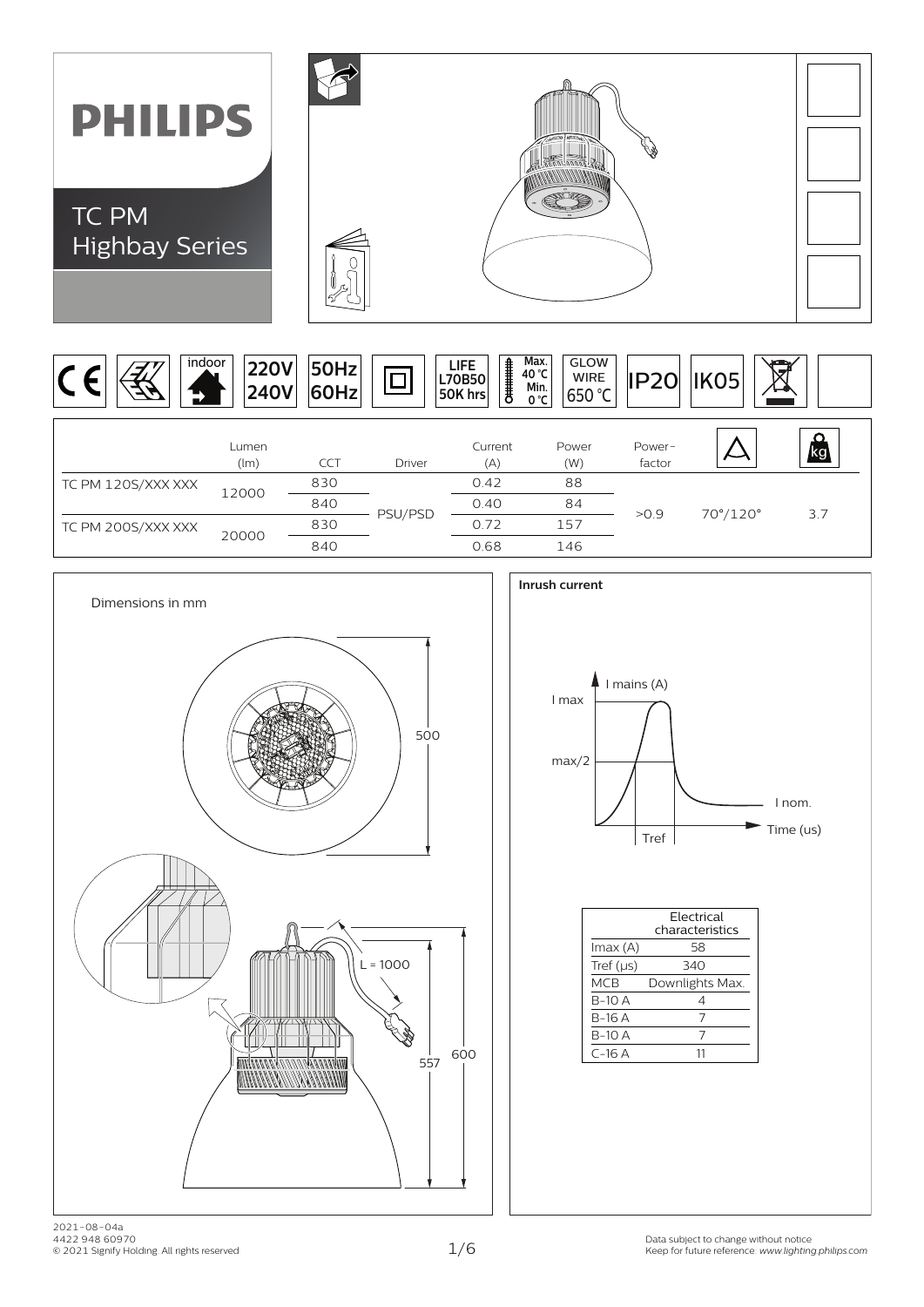# PHILIPS

## TC PM Highbay Series

indoor | 220V 240V | 50Hz 60Hz | LIFE L70B50 50K hrs | Max. 40 °C Min. 0 °C | GLOW WIRE 650 °C | IP20 | IK05

| | Lumen (lm) | CCT | Driver | Current (A) | Power (W) | Power-factor | | kg |
|---|---|---|---|---|---|---|---|---|
| TC PM 120S/XXX XXX | 12000 | 830 | PSU/PSD | 0.42 | 88 | >0.9 | 70°/120° | 3.7 |
| | | 840 | | 0.40 | 84 | | | |
| TC PM 200S/XXX XXX | 20000 | 830 | | 0.72 | 157 | | | |
| | | 840 | | 0.68 | 146 | | | |

Dimensions in mm

500

L = 1000

557

600

**Inrush current**

I mains (A)

I max

max/2

I nom.

Tref

Time (us)

| | Electrical characteristics |
|---|---|
| Imax (A) | 58 |
| Tref (µs) | 340 |
| MCB | Downlights Max. |
| B-10 A | 4 |
| B-16 A | 7 |
| B-10 A | 7 |
| C-16 A | 11 |

2021-08-04a
4422 948 60970
© 2021 Signify Holding. All rights reserved

Data subject to change without notice
Keep for future reference: *www.lighting.philips.com*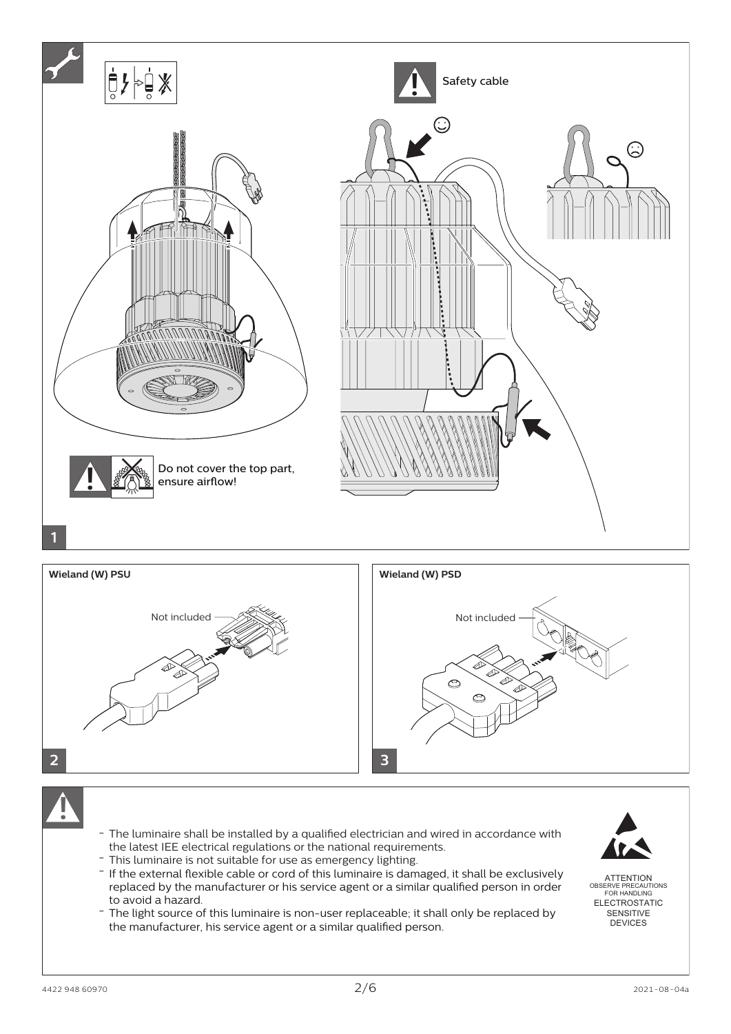Safety cable

Do not cover the top part, ensure airflow!

1

**Wieland (W) PSU**

Not included

2

**Wieland (W) PSD**

Not included

3

- The luminaire shall be installed by a qualified electrician and wired in accordance with the latest IEE electrical regulations or the national requirements.
- This luminaire is not suitable for use as emergency lighting.
- If the external flexible cable or cord of this luminaire is damaged, it shall be exclusively replaced by the manufacturer or his service agent or a similar qualified person in order to avoid a hazard.
- The light source of this luminaire is non-user replaceable; it shall only be replaced by the manufacturer, his service agent or a similar qualified person.

ATTENTION
OBSERVE PRECAUTIONS FOR HANDLING
ELECTROSTATIC SENSITIVE DEVICES

4422 948 60970

2021-08-04a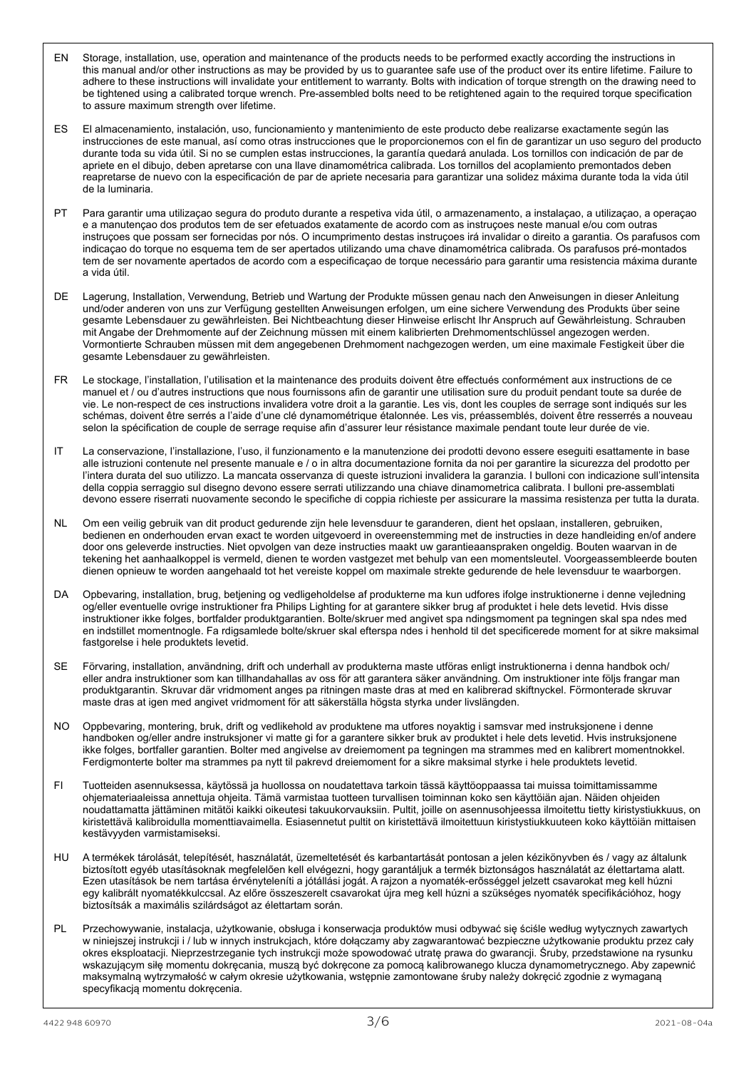EN Storage, installation, use, operation and maintenance of the products needs to be performed exactly according the instructions in this manual and/or other instructions as may be provided by us to guarantee safe use of the product over its entire lifetime. Failure to adhere to these instructions will invalidate your entitlement to warranty. Bolts with indication of torque strength on the drawing need to be tightened using a calibrated torque wrench. Pre-assembled bolts need to be retightened again to the required torque specification to assure maximum strength over lifetime.

ES El almacenamiento, instalación, uso, funcionamiento y mantenimiento de este producto debe realizarse exactamente según las instrucciones de este manual, así como otras instrucciones que le proporcionemos con el fin de garantizar un uso seguro del producto durante toda su vida útil. Si no se cumplen estas instrucciones, la garantía quedará anulada. Los tornillos con indicación de par de apriete en el dibujo, deben apretarse con una llave dinamométrica calibrada. Los tornillos del acoplamiento premontados deben reapretarse de nuevo con la especificación de par de apriete necesaria para garantizar una solidez máxima durante toda la vida útil de la luminaria.

PT Para garantir uma utilizaçao segura do produto durante a respetiva vida útil, o armazenamento, a instalaçao, a utilizaçao, a operaçao e a manutençao dos produtos tem de ser efetuados exatamente de acordo com as instruçoes neste manual e/ou com outras instruçoes que possam ser fornecidas por nós. O incumprimento destas instruçoes irá invalidar o direito a garantia. Os parafusos com indicaçao do torque no esquema tem de ser apertados utilizando uma chave dinamométrica calibrada. Os parafusos pré-montados tem de ser novamente apertados de acordo com a especificaçao de torque necessário para garantir uma resistencia máxima durante a vida útil.

DE Lagerung, Installation, Verwendung, Betrieb und Wartung der Produkte müssen genau nach den Anweisungen in dieser Anleitung und/oder anderen von uns zur Verfügung gestellten Anweisungen erfolgen, um eine sichere Verwendung des Produkts über seine gesamte Lebensdauer zu gewährleisten. Bei Nichtbeachtung dieser Hinweise erlischt Ihr Anspruch auf Gewährleistung. Schrauben mit Angabe der Drehmomente auf der Zeichnung müssen mit einem kalibrierten Drehmomentschlüssel angezogen werden. Vormontierte Schrauben müssen mit dem angegebenen Drehmoment nachgezogen werden, um eine maximale Festigkeit über die gesamte Lebensdauer zu gewährleisten.

FR Le stockage, l'installation, l'utilisation et la maintenance des produits doivent être effectués conformément aux instructions de ce manuel et / ou d'autres instructions que nous fournissons afin de garantir une utilisation sure du produit pendant toute sa durée de vie. Le non-respect de ces instructions invalidera votre droit a la garantie. Les vis, dont les couples de serrage sont indiqués sur les schémas, doivent être serrés a l'aide d'une clé dynamométrique étalonnée. Les vis, préassemblés, doivent être resserrés a nouveau selon la spécification de couple de serrage requise afin d'assurer leur résistance maximale pendant toute leur durée de vie.

IT La conservazione, l'installazione, l'uso, il funzionamento e la manutenzione dei prodotti devono essere eseguiti esattamente in base alle istruzioni contenute nel presente manuale e / o in altra documentazione fornita da noi per garantire la sicurezza del prodotto per l'intera durata del suo utilizzo. La mancata osservanza di queste istruzioni invalidera la garanzia. I bulloni con indicazione sull'intensita della coppia serraggio sul disegno devono essere serrati utilizzando una chiave dinamometrica calibrata. I bulloni pre-assemblati devono essere riserrati nuovamente secondo le specifiche di coppia richieste per assicurare la massima resistenza per tutta la durata.

NL Om een veilig gebruik van dit product gedurende zijn hele levensduur te garanderen, dient het opslaan, installeren, gebruiken, bedienen en onderhouden ervan exact te worden uitgevoerd in overeenstemming met de instructies in deze handleiding en/of andere door ons geleverde instructies. Niet opvolgen van deze instructies maakt uw garantieaanspraken ongeldig. Bouten waarvan in de tekening het aanhaalkoppel is vermeld, dienen te worden vastgezet met behulp van een momentsleutel. Voorgeassembleerde bouten dienen opnieuw te worden aangehaald tot het vereiste koppel om maximale strekte gedurende de hele levensduur te waarborgen.

DA Opbevaring, installation, brug, betjening og vedligeholdelse af produkterne ma kun udfores ifolge instruktionerne i denne vejledning og/eller eventuelle ovrige instruktioner fra Philips Lighting for at garantere sikker brug af produktet i hele dets levetid. Hvis disse instruktioner ikke folges, bortfalder produktgarantien. Bolte/skruer med angivet spa ndingsmoment pa tegningen skal spa ndes med en indstillet momentnogle. Fa rdigsamlede bolte/skruer skal efterspa ndes i henhold til det specificerede moment for at sikre maksimal fastgorelse i hele produktets levetid.

SE Förvaring, installation, användning, drift och underhall av produkterna maste utföras enligt instruktionerna i denna handbok och/ eller andra instruktioner som kan tillhandahallas av oss för att garantera säker användning. Om instruktioner inte följs frangar man produktgarantin. Skruvar där vridmoment anges pa ritningen maste dras at med en kalibrerad skiftnyckel. Förmonterade skruvar maste dras at igen med angivet vridmoment för att säkerställa högsta styrka under livslängden.

NO Oppbevaring, montering, bruk, drift og vedlikehold av produktene ma utfores noyaktig i samsvar med instruksjonene i denne handboken og/eller andre instruksjoner vi matte gi for a garantere sikker bruk av produktet i hele dets levetid. Hvis instruksjonene ikke folges, bortfaller garantien. Bolter med angivelse av dreiemoment pa tegningen ma strammes med en kalibrert momentnokkel. Ferdigmonterte bolter ma strammes pa nytt til pakrevd dreiemoment for a sikre maksimal styrke i hele produktets levetid.

FI Tuotteiden asennuksessa, käytössä ja huollossa on noudatettava tarkoin tässä käyttöoppaassa tai muissa toimittamissamme ohjemateriaaleissa annettuja ohjeita. Tämä varmistaa tuotteen turvallisen toiminnan koko sen käyttöiän ajan. Näiden ohjeiden noudattamatta jättäminen mitätöi kaikki oikeutesi takuukorvauksiin. Pultit, joille on asennusohjeessa ilmoitettu tietty kiristystiukkuus, on kiristettävä kalibroidulla momenttiavaimella. Esiasennetut pultit on kiristettävä ilmoitettuun kiristystiukkuuteen koko käyttöiän mittaisen kestävyyden varmistamiseksi.

HU A termékek tárolását, telepítését, használatát, üzemeltetését és karbantartását pontosan a jelen kézikönyvben és / vagy az általunk biztosított egyéb utasításoknak megfelelően kell elvégezni, hogy garantáljuk a termék biztonságos használatát az élettartama alatt. Ezen utasítások be nem tartása érvényteleníti a jótállási jogát. A rajzon a nyomaték-erősséggel jelzett csavarokat meg kell húzni egy kalibrált nyomatékkulccsal. Az előre összeszerelt csavarokat újra meg kell húzni a szükséges nyomaték specifikációhoz, hogy biztosítsák a maximális szilárdságot az élettartam során.

PL Przechowywanie, instalacja, użytkowanie, obsługa i konserwacja produktów musi odbywać się ściśle według wytycznych zawartych w niniejszej instrukcji i / lub w innych instrukcjach, które dołączamy aby zagwarantować bezpieczne użytkowanie produktu przez cały okres eksploatacji. Nieprzestrzeganie tych instrukcji może spowodować utratę prawa do gwarancji. Śruby, przedstawione na rysunku wskazującym siłę momentu dokręcania, muszą być dokręcone za pomocą kalibrowanego klucza dynamometrycznego. Aby zapewnić maksymalną wytrzymałość w całym okresie użytkowania, wstępnie zamontowane śruby należy dokręcić zgodnie z wymaganą specyfikacją momentu dokręcenia.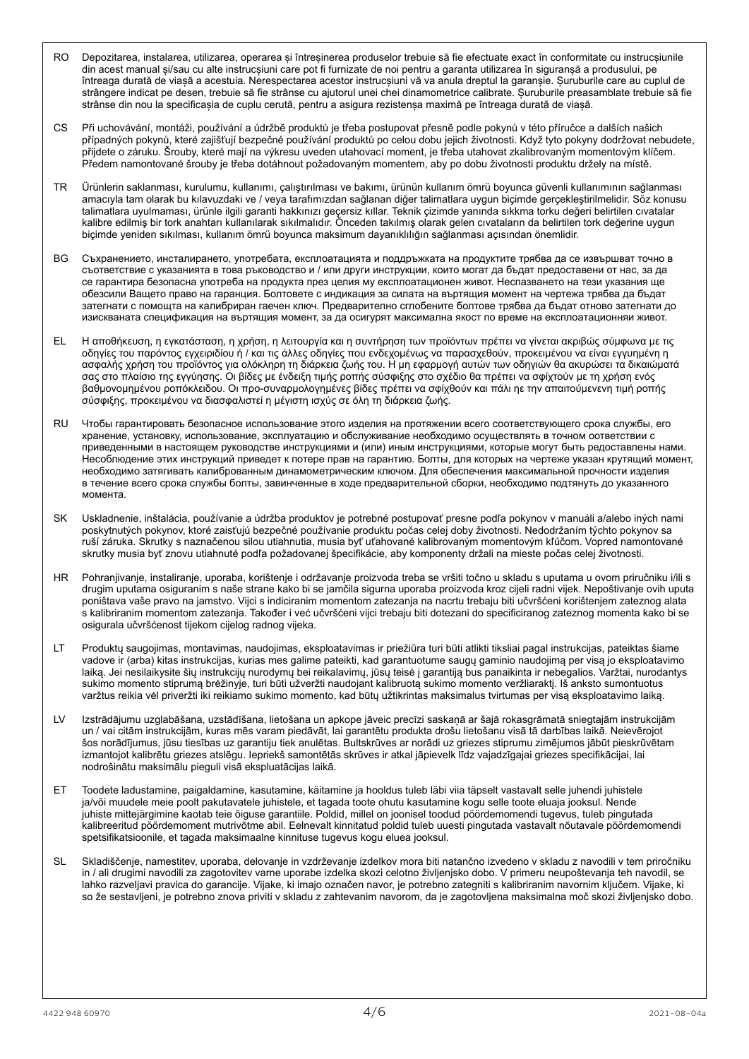RO Depozitarea, instalarea, utilizarea, operarea și întreținerea produselor trebuie să fie efectuate exact în conformitate cu instrucțiunile din acest manual și/sau cu alte instrucțiuni care pot fi furnizate de noi pentru a garanta utilizarea în siguranță a produsului, pe întreaga durată de viață a acestuia. Nerespectarea acestor instrucțiuni vă va anula dreptul la garanție. Șuruburile care au cuplul de strângere indicat pe desen, trebuie să fie strânse cu ajutorul unei chei dinamometrice calibrate. Șuruburile preasamblate trebuie să fie strânse din nou la specificația de cuplu cerută, pentru a asigura rezistența maximă pe întreaga durată de viață.

CS Při uchovávání, montáži, používání a údržbě produktů je třeba postupovat přesně podle pokynů v této příručce a dalších našich případných pokynů, které zajišťují bezpečné používání produktů po celou dobu jejich životnosti. Když tyto pokyny dodržovat nebudete, přijdete o záruku. Šrouby, které mají na výkresu uveden utahovací moment, je třeba utahovat zkalibrovaným momentovým klíčem. Předem namontované šrouby je třeba dotáhnout požadovaným momentem, aby po dobu životnosti produktu držely na místě.

TR Ürünlerin saklanması, kurulumu, kullanımı, çalıştırılması ve bakımı, ürünün kullanım ömrü boyunca güvenli kullanımının sağlanması amacıyla tam olarak bu kılavuzdaki ve / veya tarafımızdan sağlanan diğer talimatlara uygun biçimde gerçekleştirilmelidir. Söz konusu talimatlara uyulmaması, ürünle ilgili garanti hakkınızı geçersiz kılar. Teknik çizimde yanında sıkma torku değeri belirtilen cıvatalar kalibre edilmiş bir tork anahtarı kullanılarak sıkılmalıdır. Önceden takılmış olarak gelen cıvataların da belirtilen tork değerine uygun biçimde yeniden sıkılması, kullanım ömrü boyunca maksimum dayanıklılığın sağlanması açısından önemlidir.

BG Съхранението, инсталирането, употребата, експлоатацията и поддръжката на продуктите трябва да се извършват точно в съответствие с указанията в това ръководство и / или други инструкции, които могат да бъдат предоставени от нас, за да се гарантира безопасна употреба на продукта през целия му експлоатационен живот. Неспазването на тези указания ще обезсили Вашето право на гаранция. Болтовете с индикация за силата на въртящия момент на чертежа трябва да бъдат затегнати с помощта на калибриран гаечен ключ. Предварително сглобените болтове трябва да бъдат отново затегнати до изискваната спецификация на въртящия момент, за да осигурят максимална якост по време на експлоатационния живот.

EL Η αποθήκευση, η εγκατάσταση, η χρήση, η λειτουργία και η συντήρηση των προϊόντων πρέπει να γίνεται ακριβώς σύμφωνα με τις οδηγίες του παρόντος εγχειριδίου ή / και τις άλλες οδηγίες που ενδεχομένως να παρασχεθούν, προκειμένου να είναι εγγυημένη η ασφαλής χρήση του προϊόντος για ολόκληρη τη διάρκεια ζωής του. Η μη εφαρμογή αυτών των οδηγιών θα ακυρώσει τα δικαιώματά σας στο πλαίσιο της εγγύησης. Οι βίδες με ένδειξη τιμής ροπής σύσφιξης στο σχέδιο θα πρέπει να σφίχτούν με τη χρήση ενός βαθμονομημένου ροπόκλειδου. Οι προ-συναρμολογημένες βίδες πρέπει να σφιχθούν και πάλι με την απαιτούμενη τιμή ροπής σύσφιξης, προκειμένου να διασφαλιστεί η μέγιστη ισχύς σε όλη τη διάρκεια ζωής.

RU Чтобы гарантировать безопасное использование этого изделия на протяжении всего соответствующего срока службы, его хранение, установку, использование, эксплуатацию и обслуживание необходимо осуществлять в точном соответствии с приведенными в настоящем руководстве инструкциями и (или) иным инструкциями, которые могут быть редоставлены нами. Несоблюдение этих инструкций приведет к потере прав на гарантию. Болты, для которых на чертеже указан крутящий момент, необходимо затягивать калиброванным динамометрическим ключом. Для обеспечения максимальной прочности изделия в течение всего срока службы болты, завинченные в ходе предварительной сборки, необходимо подтянуть до указанного момента.

SK Uskladnenie, inštalácia, používanie a údržba produktov je potrebné postupovať presne podľa pokynov v manuáli a/alebo iných nami poskytnutých pokynov, ktoré zaisťujú bezpečné používanie produktu počas celej doby životnosti. Nedodržaním týchto pokynov sa ruší záruka. Skrutky s naznačenou silou utiahnutia, musia byť uťahované kalibrovaným momentovým kľúčom. Vopred namontované skrutky musia byť znovu utiahnuté podľa požadovanej špecifikácie, aby komponenty držali na mieste počas celej životnosti.

HR Pohranjivanje, instaliranje, uporaba, korištenje i održavanje proizvoda treba se vršiti točno u skladu s uputama u ovom priručniku i/ili s drugim uputama osiguranim s naše strane kako bi se jamčila sigurna uporaba proizvoda kroz cijeli radni vijek. Nepoštivanje ovih uputa poništava vaše pravo na jamstvo. Vijci s indiciranim momentom zatezanja na nacrtu trebaju biti učvršćeni korištenjem zateznog alata s kalibriranim momentom zatezanja. Također i već učvršćeni vijci trebaju biti dotezani do specificiranog zateznog momenta kako bi se osigurala učvršćenost tijekom cijelog radnog vijeka.

LT Produktų saugojimas, montavimas, naudojimas, eksploatavimas ir priežiūra turi būti atlikti tiksliai pagal instrukcijas, pateiktas šiame vadove ir (arba) kitas instrukcijas, kurias mes galime pateikti, kad garantuotume saugų gaminio naudojimą per visą jo eksploatavimo laiką. Jei nesilaikysite šių instrukcijų nurodymų bei reikalavimų, jūsų teisė į garantiją bus panaikinta ir nebegalios. Varžtai, nurodantys sukimo momento stiprumą brėžinyje, turi būti užveržti naudojant kalibruotą sukimo momento veržliaraktį. Iš anksto sumontuotus varžtus reikia vėl priveržti iki reikiamo sukimo momento, kad būtų užtikrintas maksimalus tvirtumas per visą eksploatavimo laiką.

LV Izstrādājumu uzglabāšana, uzstādīšana, lietošana un apkope jāveic precīzi saskaņā ar šajā rokasgrāmatā sniegtajām instrukcijām un / vai citām instrukcijām, kuras mēs varam piedāvāt, lai garantētu produkta drošu lietošanu visā tā darbības laikā. Neievērojot šos norādījumus, jūsu tiesības uz garantiju tiek anulētas. Bultskrūves ar norādi uz griezes stiprumu zīmējumos jābūt pieskrūvētam izmantojot kalibrētu griezes atslēgu. Iepriekš samontētās skrūves ir atkal jāpievelk līdz vajadzīgajai griezes specifikācijai, lai nodrošinātu maksimālu pieguli visā ekspluatācijas laikā.

ET Toodete ladustamine, paigaldamine, kasutamine, käitamine ja hooldus tuleb läbi viia täpselt vastavalt selle juhendi juhistele ja/või muudele meie poolt pakutavatele juhistele, et tagada toote ohutu kasutamine kogu selle toote eluaja jooksul. Nende juhiste mittejärgimine kaotab teie õiguse garantiile. Poldid, millel on joonisel toodud pöördemomendi tugevus, tuleb pingutada kalibreeritud pöördemoment mutrivõtme abil. Eelnevalt kinnitatud poldid tuleb uuesti pingutada vastavalt nõutavale pöördemomendi spetsifikatsioonile, et tagada maksimaalne kinnituse tugevus kogu eluea jooksul.

SL Skladiščenje, namestitev, uporaba, delovanje in vzdrževanje izdelkov mora biti natančno izvedeno v skladu z navodili v tem priročniku in / ali drugimi navodili za zagotovitev varne uporabe izdelka skozi celotno življenjsko dobo. V primeru neupoštevanja teh navodil, se lahko razveljavi pravica do garancije. Vijake, ki imajo označen navor, je potrebno zategniti s kalibriranim navornim ključem. Vijake, ki so že sestavljeni, je potrebno znova priviti v skladu z zahtevanim navorom, da je zagotovljena maksimalna moč skozi življenjsko dobo.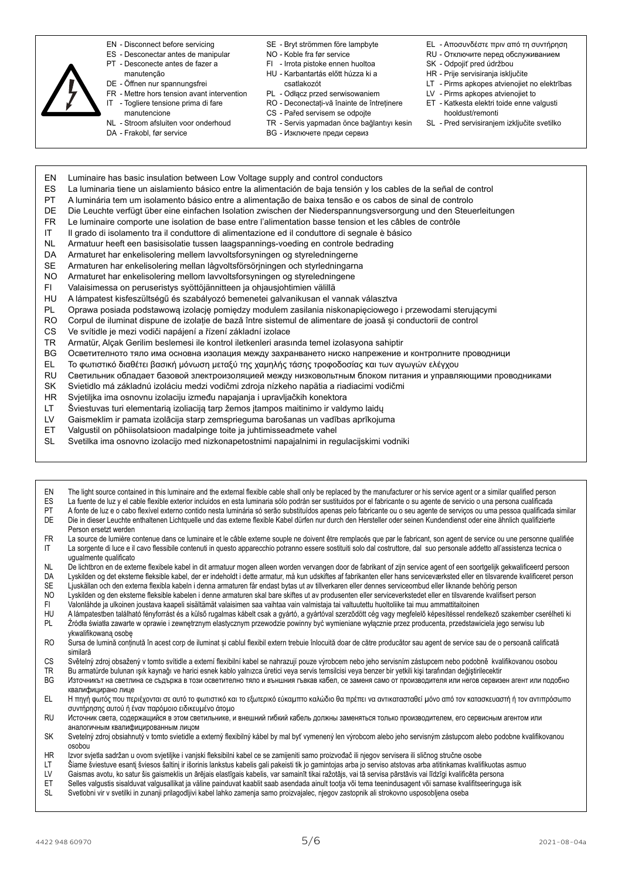EN - Disconnect before servicing
ES - Desconectar antes de manipular
PT - Desconecte antes de fazer a manutenção
DE - Öffnen nur spannungsfrei
FR - Mettre hors tension avant intervention
IT - Togliere tensione prima di fare manutenzione
NL - Stroom afsluiten voor onderhoud
DA - Frakobl, før service
SE - Bryt strömmen före lampbyte
NO - Koble fra før service
FI - Irrota pistoke ennen huoltoa
HU - Karbantartás előtt húzza ki a csatlakozót
PL - Odłącz przed serwisowaniem
RO - Deconectați-vă înainte de întreținere
CS - Pařed servisem se odpojte
TR - Servis yapmadan önce bağlantıyı kesin
BG - Изключете преди сервиз
EL - Αποσυνδέστε πριν από τη συντήρηση
RU - Отключите перед обслуживанием
SK - Odpojiť pred údržbou
HR - Prije servisiranja isključite
LT - Pirms apkopes atvienojiet no elektrības
LV - Pirms apkopes atvienojiet to
ET - Katkesta elektri toide enne valgusti hooldust/remonti
SL - Pred servisiranjem izključite svetilko

EN Luminaire has basic insulation between Low Voltage supply and control conductors
ES La luminaria tiene un aislamiento básico entre la alimentación de baja tensión y los cables de la señal de control
PT A luminária tem um isolamento básico entre a alimentação de baixa tensão e os cabos de sinal de controlo
DE Die Leuchte verfügt über eine einfachen Isolation zwischen der Niederspannungsversorgung und den Steuerleitungen
FR Le luminaire comporte une isolation de base entre l'alimentation basse tension et les câbles de contrôle
IT Il grado di isolamento tra il conduttore di alimentazione ed il conduttore di segnale è básico
NL Armatuur heeft een basisisolatie tussen laagspannings-voeding en controle bedrading
DA Armaturet har enkelisolering mellem lavvoltsforsyningen og styreledningerne
SE Armaturen har enkelisolering mellan lågvoltsförsörjningen och styrledningarna
NO Armaturet har enkelisolering mellom lavvoltsforsyningen og styreledningene
FI Valaisimessa on peruseristys syöttöjännitteen ja ohjausjohtimien välillä
HU A lámpatest kisfeszültségű és szabályozó bemenetei galvanikusan el vannak választva
PL Oprawa posiada podstawową izolację pomiędzy modułem zasilania niskonapięciowego i przewodami sterującymi
RO Corpul de iluminat dispune de izolație de bază între sistemul de alimentare de joasă și conductorii de control
CS Ve svítidle je mezi vodiči napájení a řízení základní izolace
TR Armatür, Alçak Gerilim beslemesi ile kontrol iletkenleri arasında temel izolasyona sahiptir
BG Осветителното тяло има основна изолация между захранването ниско напрежение и контролните проводници
EL Το φωτιστικό διαθέτει βασική μόνωση μεταξύ της χαμηλής τάσης τροφοδοσίας και των αγωγών ελέγχου
RU Светильник обладает базовой электроизоляцией между низковольтным блоком питания и управляющими проводниками
SK Svietidlo má základnú izoláciu medzi vodičmi zdroja nízkeho napätia a riadiacimi vodičmi
HR Svjetiljka ima osnovnu izolaciju između napajanja i upravljačkih konektora
LT Šviestuvas turi elementarią izoliaciją tarp žemos įtampos maitinimo ir valdymo laidų
LV Gaismeklim ir pamata izolācija starp zemsprieguma barošanas un vadības aprīkojuma
ET Valgustil on põhiisolatsioon madalpinge toite ja juhtimisseadmete vahel
SL Svetilka ima osnovno izolacijo med nizkonapetostnimi napajalnimi in regulacijskimi vodniki

EN The light source contained in this luminaire and the external flexible cable shall only be replaced by the manufacturer or his service agent or a similar qualified person
ES La fuente de luz y el cable flexible exterior incluidos en esta luminaria sólo podrán ser sustituidos por el fabricante o su agente de servicio o una persona cualificada
PT A fonte de luz e o cabo flexível externo contido nesta luminária só serão substituídos apenas pelo fabricante ou o seu agente de serviços ou uma pessoa qualificada similar
DE Die in dieser Leuchte enthaltenen Lichtquelle und das externe flexible Kabel dürfen nur durch den Hersteller oder seinen Kundendienst oder eine ähnlich qualifizierte Person ersetzt werden
FR La source de lumière contenue dans ce luminaire et le câble externe souple ne doivent être remplacés que par le fabricant, son agent de service ou une personne qualifiée
IT La sorgente di luce e il cavo flessibile contenuti in questo apparecchio potranno essere sostituiti solo dal costruttore, dal suo personale addetto all'assistenza tecnica o ugualmente qualificato
NL De lichtbron en de externe flexibele kabel in dit armatuur mogen alleen worden vervangen door de fabrikant of zijn service agent of een soortgelijk gekwalificeerd persoon
DA Lyskilden og det eksterne fleksible kabel, der er indeholdt i dette armatur, må kun udskiftes af fabrikanten eller hans serviceværksted eller en tilsvarende kvalificeret person
SE Ljuskällan och den externa flexibla kabeln i denna armaturen får endast bytas ut av tillverkaren eller dennes serviceombud eller liknande behörig person
NO Lyskilden og den eksterne fleksible kabelen i denne armaturen skal bare skiftes ut av produsenten eller serviceverkstedet eller en tilsvarende kvalifisert person
FI Valonlähde ja ulkoinen joustava kaapeli sisältämät valaisimen saa vaihtaa vain valmistaja tai valtuutettu huoltoliike tai muu ammattitaitoinen
HU A lámpatestben található fényforrást és a külső rugalmas kábelt csak a gyártó, a gyártóval szerződött cég vagy megfelelő képesítéssel rendelkező szakember cserélheti ki
PL Źródła światła zawarte w oprawie i zewnętrznym elastycznym przewodzie powinny być wymieniane wyłącznie przez producenta, przedstawiciela jego serwisu lub ykwalifikowaną osobę
RO Sursa de lumină conținută în acest corp de iluminat și cablul flexibil extern trebuie înlocuită doar de către producător sau agent de service sau de o persoană calificată similară
CS Světelný zdroj obsažený v tomto svítidle a externí flexibilní kabel se nahrazují pouze výrobcem nebo jeho servisním zástupcem nebo podobně kvalifikovanou osobou
TR Bu armatürde bulunan ışık kaynağı ve harici esnek kablo yalnızca üretici veya servis temsilcisi veya benzer bir yetkili kişi tarafından değiştirilecektir
BG Източникът на светлина се съдържа в този осветително тяло и външния гъвкав кабел, се заменя само от производителя или негов сервизен агент или подобно квалифицирано лице
EL Η πηγή φωτός που περιέχονται σε αυτό το φωτιστικό και το εξωτερικό εύκαμπτο καλώδιο θα πρέπει να αντικατασταθεί μόνο από τον κατασκευαστή ή τον αντιπρόσωπο συντήρησης αυτού ή έναν παρόμοιο ειδικευμένο άτομο
RU Источник света, содержащийся в этом светильнике, и внешний гибкий кабель должны заменяться только производителем, его сервисным агентом или аналогичным квалифицированным лицом
SK Svetelný zdroj obsiahnutý v tomto svietidle a externý flexibilný kábel by mal byť vymenený len výrobcom alebo jeho servisným zástupcom alebo podobne kvalifikovanou osobou
HR Izvor svjetla sadržan u ovom svjetiljke i vanjski fleksibilni kabel ce se zamijeniti samo proizvođač ili njegov servisera ili sličnog stručne osobe
LT Šiame šviestuve esantį šviesos šaltinį ir išorinis lankstus kabelis gali pakeisti tik jo gamintojas arba jo serviso atstovas arba atitinkamas kvalifikuotas asmuo
LV Gaismas avotu, ko satur šis gaismeklis un ārējais elastīgais kabelis, var samainīt tikai ražotājs, vai tā servisa pārstāvis vai līdzīgi kvalificēta persona
ET Selles valgustis sisalduvat valgusallikat ja väline painduvat kaablit saab asendada ainult tootja või tema teenindusagent või sarnase kvalifitseeringuga isik
SL Svetlobni vir v svetilki in zunanji prilagodljivi kabel lahko zamenja samo proizvajalec, njegov zastopnik ali strokovno usposobljena oseba

4422 948 60970 2021-08-04a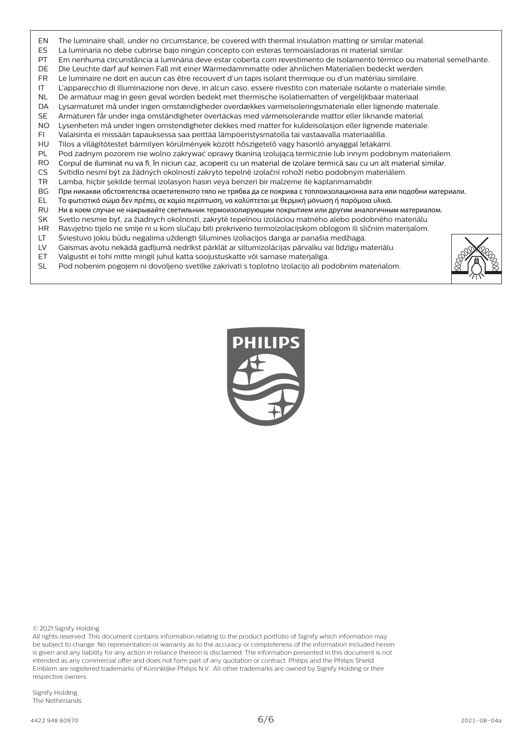EN The luminaire shall, under no circumstance, be covered with thermal insulation matting or similar material.
ES La luminaria no debe cubrirse bajo ningún concepto con esteras termoaisladoras ni material similar.
PT Em nenhuma circunstância a luminária deve estar coberta com revestimento de isolamento térmico ou material semelhante.
DE Die Leuchte darf auf keinen Fall mit einer Wärmedämmmatte oder ähnlichen Materialien bedeckt werden.
FR Le luminaire ne doit en aucun cas être recouvert d'un tapis isolant thermique ou d'un matériau similaire.
IT L'apparecchio di illuminazione non deve, in alcun caso, essere rivestito con materiale isolante o materiale simile.
NL De armatuur mag in geen geval worden bedekt met thermische isolatiematten of vergelijkbaar materiaal.
DA Lysarmaturet må under ingen omstændigheder overdækkes varmeisoleringsmateriale eller lignende materiale.
SE Armaturen får under inga omständigheter övertäckas med värmeisolerande mattor eller liknande material.
NO Lysenheten må under ingen omstendigheter dekkes med matter for kuldeisolasjon eller lignende materiale.
FI Valaisinta ei missään tapauksessa saa peittää lämpöeristysmatolla tai vastaavalla materiaalilla.
HU Tilos a világítótestet bármilyen körülmények között hőszigetelő vagy hasonló anyaggal letakarni.
PL Pod żadnym pozorem nie wolno zakrywać oprawy tkaniną izolującą termicznie lub innym podobnym materiałem.
RO Corpul de iluminat nu va fi, în niciun caz, acoperit cu un material de izolare termică sau cu un alt material similar.
CS Svítidlo nesmí být za žádných okolností zakryto tepelně izolační rohoží nebo podobným materiálem.
TR Lamba, hiçbir şekilde termal izolasyon hasırı veya benzeri bir malzeme ile kaplanmamalıdır.
BG При никакви обстоятелства осветителното тяло не трябва да се покрива с топлоизолационна вата или подобни материали.
EL Το φωτιστικό σώμα δεν πρέπει, σε καμία περίπτωση, να καλύπτεται με θερμική μόνωση ή παρόμοια υλικά.
RU Ни в коем случае не накрывайте светильник термоизолирующим покрытием или другим аналогичным материалом.
SK Svetlo nesmie byť, za žiadnych okolností, zakryté tepelnou izoláciou matného alebo podobného materiálu.
HR Rasvjetno tijelo ne smije ni u kom slučaju biti prekriveno termoizolacijskom oblogom ili sličnim materijalom.
LT Šviestuvo jokiu būdu negalima uždengti šiluminės izoliacijos danga ar panašia medžiaga.
LV Gaismas avotu nekādā gadījumā nedrīkst pārklāt ar siltumizolācijas pārvalku vai līdzīgu materiālu.
ET Valgustit ei tohi mitte mingil juhul katta soojustuskatte või sarnase materjaliga.
SL Pod nobenim pogojem ni dovoljeno svetilke zakrivati s toplotno izolacijo ali podobnim materialom.

PHILIPS

© 2021 Signify Holding.
All rights reserved. This document contains information relating to the product portfolio of Signify which information may be subject to change. No representation or warranty as to the accuracy or completeness of the information included herein is given and any liability for any action in reliance thereon is disclaimed. The information presented in this document is not intended as any commercial offer and does not form part of any quotation or contract. Philips and the Philips Shield Emblem are registered trademarks of Koninklijke Philips N.V.. All other trademarks are owned by Signify Holding or their respective owners.

Signify Holding.
The Netherlands

4422 948 60970 2021-08-04a